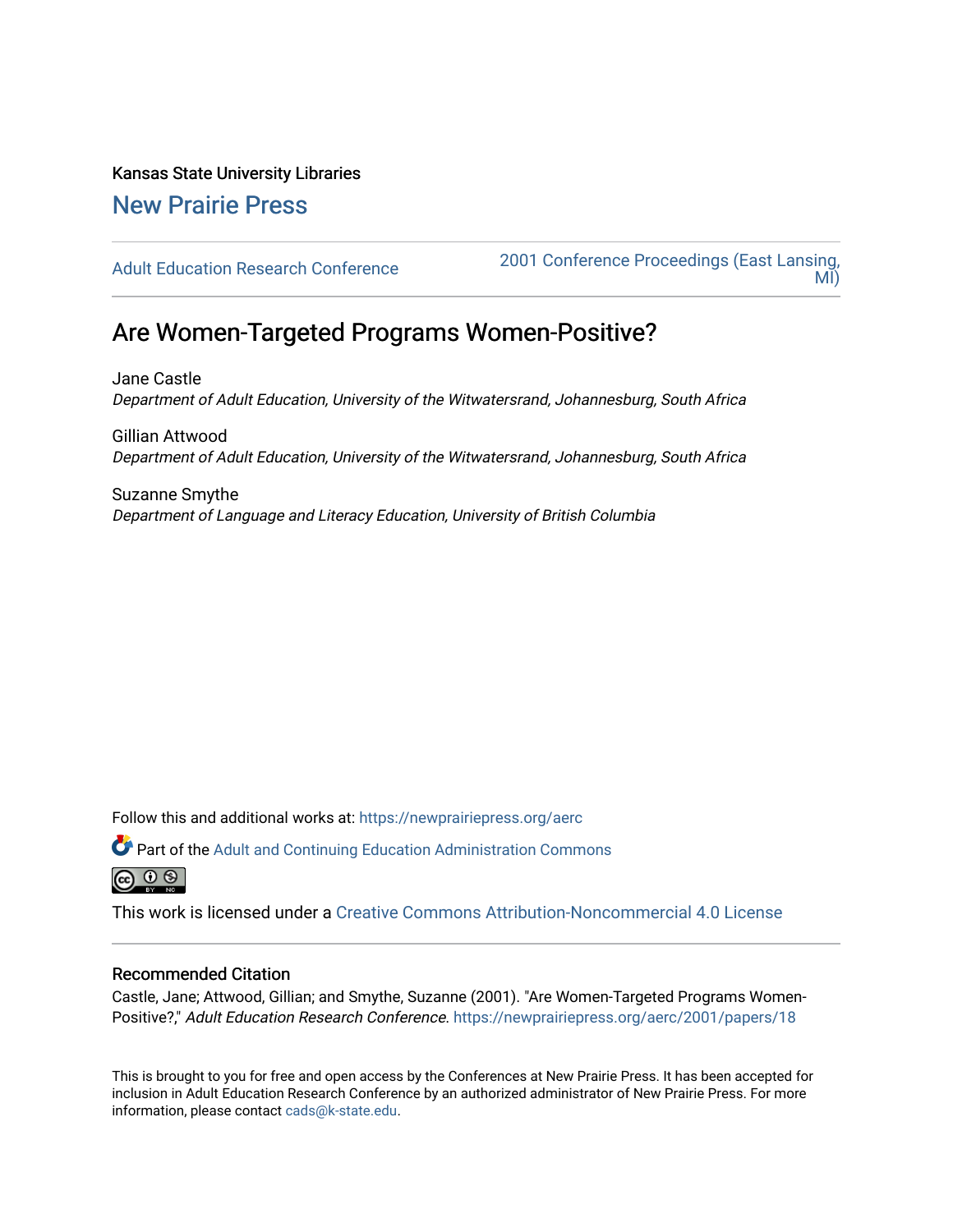Kansas State University Libraries

New Prairie Press

Adult Education Research Conference

2001 Conference Proceedings (East Lansing, MI)

# Are Women-Targeted Programs Women-Positive?

Jane Castle
*Department of Adult Education, University of the Witwatersrand, Johannesburg, South Africa*

Gillian Attwood
*Department of Adult Education, University of the Witwatersrand, Johannesburg, South Africa*

Suzanne Smythe
*Department of Language and Literacy Education, University of British Columbia*

Follow this and additional works at: https://newprairiepress.org/aerc

Part of the Adult and Continuing Education Administration Commons

This work is licensed under a Creative Commons Attribution-Noncommercial 4.0 License

## Recommended Citation

Castle, Jane; Attwood, Gillian; and Smythe, Suzanne (2001). "Are Women-Targeted Programs Women-Positive?," *Adult Education Research Conference*. https://newprairiepress.org/aerc/2001/papers/18

This is brought to you for free and open access by the Conferences at New Prairie Press. It has been accepted for inclusion in Adult Education Research Conference by an authorized administrator of New Prairie Press. For more information, please contact cads@k-state.edu.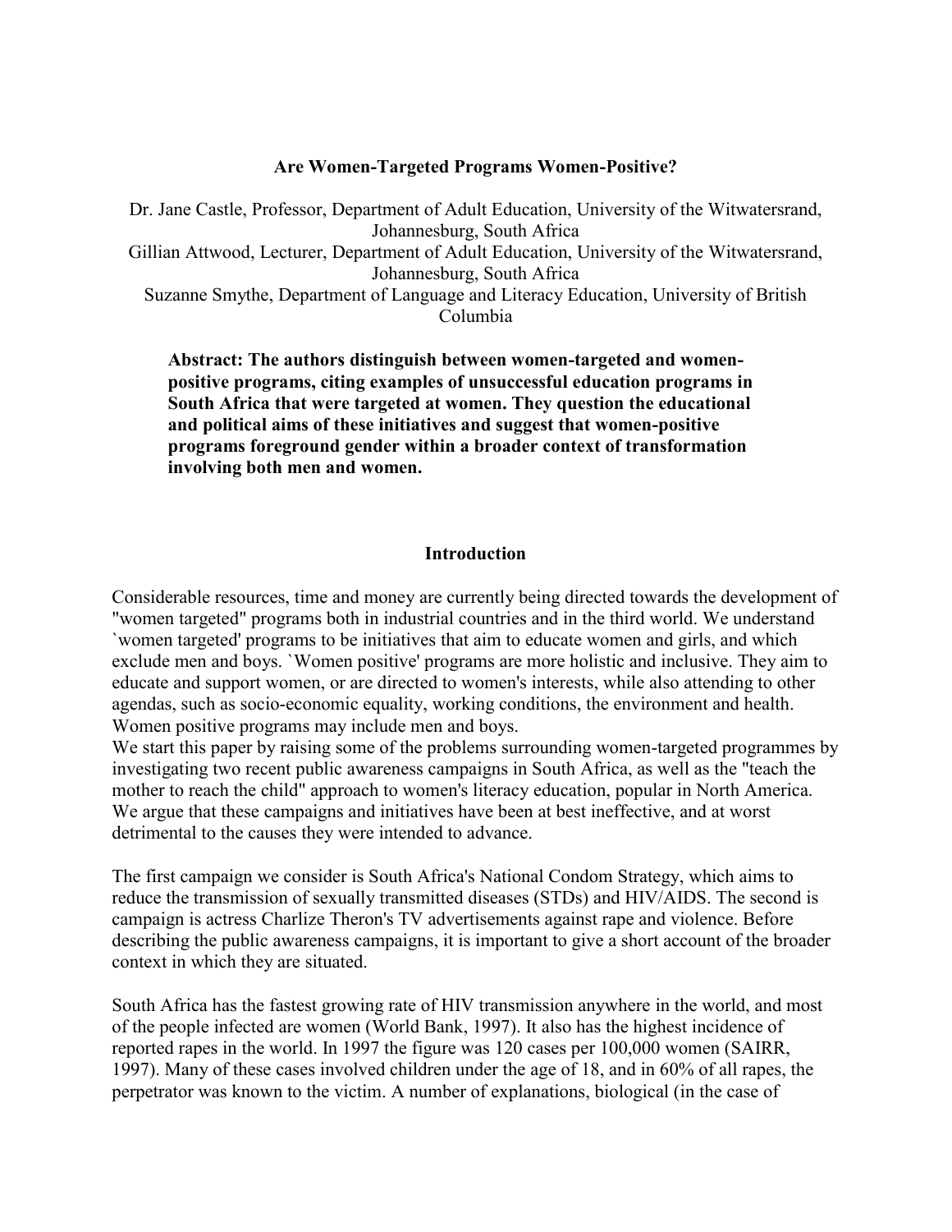**Are Women-Targeted Programs Women-Positive?**

Dr. Jane Castle, Professor, Department of Adult Education, University of the Witwatersrand, Johannesburg, South Africa
Gillian Attwood, Lecturer, Department of Adult Education, University of the Witwatersrand, Johannesburg, South Africa
Suzanne Smythe, Department of Language and Literacy Education, University of British Columbia

> **Abstract: The authors distinguish between women-targeted and women-positive programs, citing examples of unsuccessful education programs in South Africa that were targeted at women. They question the educational and political aims of these initiatives and suggest that women-positive programs foreground gender within a broader context of transformation involving both men and women.**

## Introduction

Considerable resources, time and money are currently being directed towards the development of "women targeted" programs both in industrial countries and in the third world. We understand `women targeted' programs to be initiatives that aim to educate women and girls, and which exclude men and boys. `Women positive' programs are more holistic and inclusive. They aim to educate and support women, or are directed to women's interests, while also attending to other agendas, such as socio-economic equality, working conditions, the environment and health. Women positive programs may include men and boys.
We start this paper by raising some of the problems surrounding women-targeted programmes by investigating two recent public awareness campaigns in South Africa, as well as the "teach the mother to reach the child" approach to women's literacy education, popular in North America. We argue that these campaigns and initiatives have been at best ineffective, and at worst detrimental to the causes they were intended to advance.

The first campaign we consider is South Africa's National Condom Strategy, which aims to reduce the transmission of sexually transmitted diseases (STDs) and HIV/AIDS. The second is campaign is actress Charlize Theron's TV advertisements against rape and violence. Before describing the public awareness campaigns, it is important to give a short account of the broader context in which they are situated.

South Africa has the fastest growing rate of HIV transmission anywhere in the world, and most of the people infected are women (World Bank, 1997). It also has the highest incidence of reported rapes in the world. In 1997 the figure was 120 cases per 100,000 women (SAIRR, 1997). Many of these cases involved children under the age of 18, and in 60% of all rapes, the perpetrator was known to the victim. A number of explanations, biological (in the case of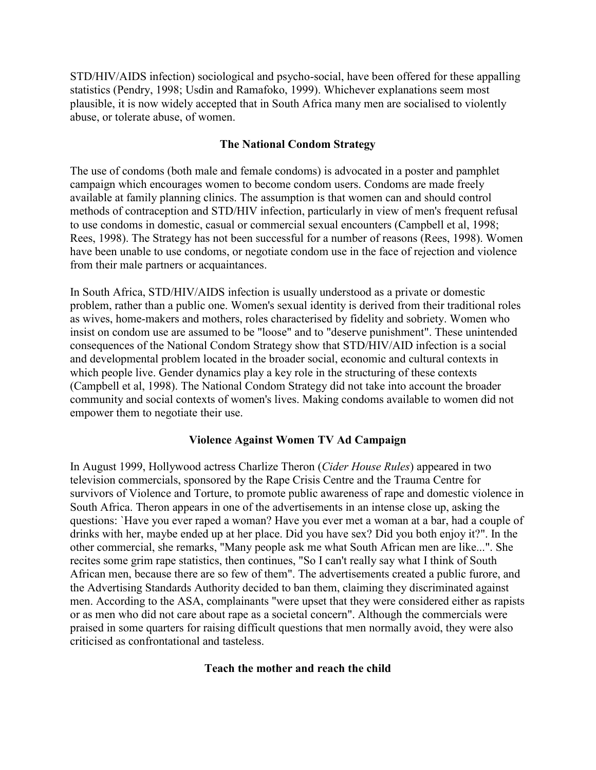STD/HIV/AIDS infection) sociological and psycho-social, have been offered for these appalling statistics (Pendry, 1998; Usdin and Ramafoko, 1999). Whichever explanations seem most plausible, it is now widely accepted that in South Africa many men are socialised to violently abuse, or tolerate abuse, of women.

## The National Condom Strategy

The use of condoms (both male and female condoms) is advocated in a poster and pamphlet campaign which encourages women to become condom users. Condoms are made freely available at family planning clinics. The assumption is that women can and should control methods of contraception and STD/HIV infection, particularly in view of men's frequent refusal to use condoms in domestic, casual or commercial sexual encounters (Campbell et al, 1998; Rees, 1998). The Strategy has not been successful for a number of reasons (Rees, 1998). Women have been unable to use condoms, or negotiate condom use in the face of rejection and violence from their male partners or acquaintances.

In South Africa, STD/HIV/AIDS infection is usually understood as a private or domestic problem, rather than a public one. Women's sexual identity is derived from their traditional roles as wives, home-makers and mothers, roles characterised by fidelity and sobriety. Women who insist on condom use are assumed to be "loose" and to "deserve punishment". These unintended consequences of the National Condom Strategy show that STD/HIV/AID infection is a social and developmental problem located in the broader social, economic and cultural contexts in which people live. Gender dynamics play a key role in the structuring of these contexts (Campbell et al, 1998). The National Condom Strategy did not take into account the broader community and social contexts of women's lives. Making condoms available to women did not empower them to negotiate their use.

## Violence Against Women TV Ad Campaign

In August 1999, Hollywood actress Charlize Theron (*Cider House Rules*) appeared in two television commercials, sponsored by the Rape Crisis Centre and the Trauma Centre for survivors of Violence and Torture, to promote public awareness of rape and domestic violence in South Africa. Theron appears in one of the advertisements in an intense close up, asking the questions: `Have you ever raped a woman? Have you ever met a woman at a bar, had a couple of drinks with her, maybe ended up at her place. Did you have sex? Did you both enjoy it?". In the other commercial, she remarks, "Many people ask me what South African men are like...". She recites some grim rape statistics, then continues, "So I can't really say what I think of South African men, because there are so few of them". The advertisements created a public furore, and the Advertising Standards Authority decided to ban them, claiming they discriminated against men. According to the ASA, complainants "were upset that they were considered either as rapists or as men who did not care about rape as a societal concern". Although the commercials were praised in some quarters for raising difficult questions that men normally avoid, they were also criticised as confrontational and tasteless.

## Teach the mother and reach the child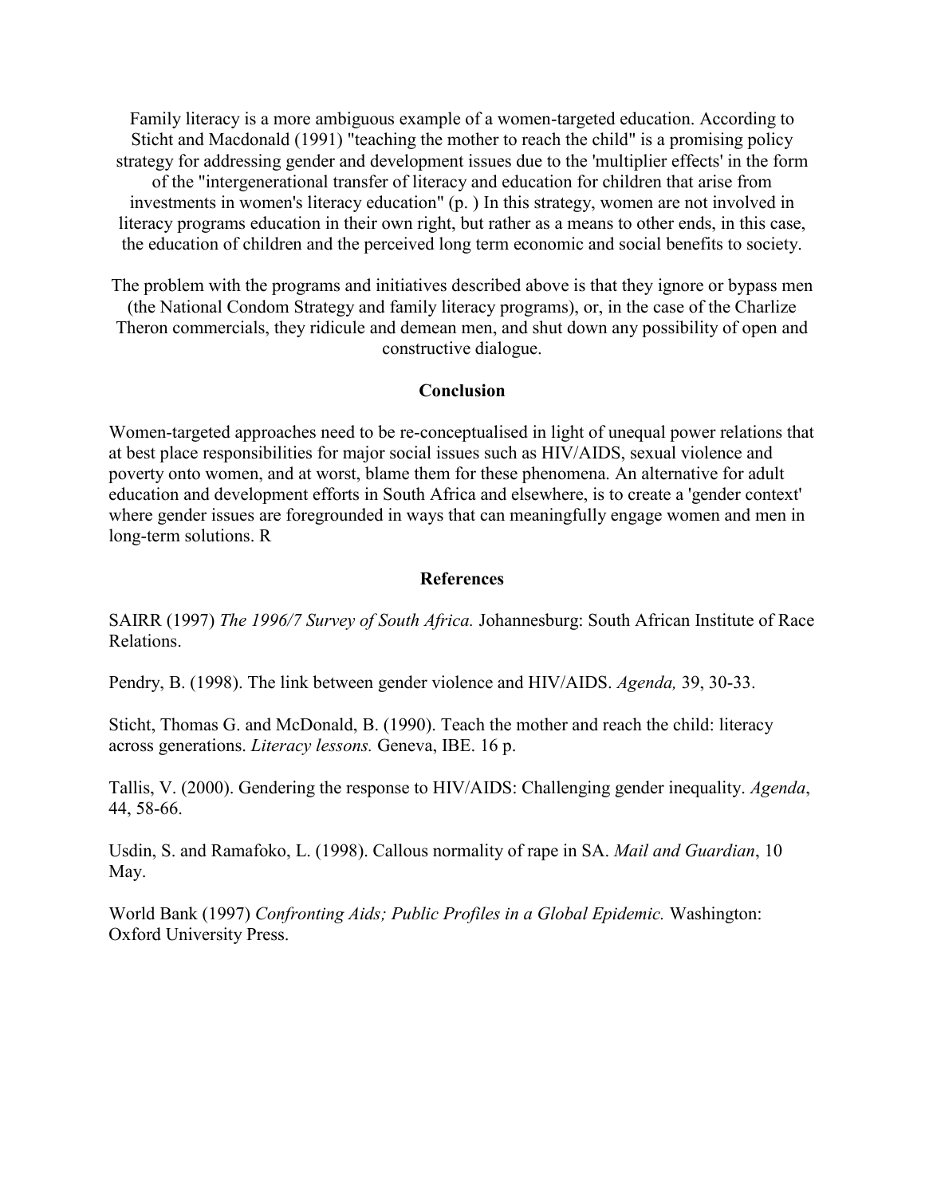Family literacy is a more ambiguous example of a women-targeted education. According to Sticht and Macdonald (1991) "teaching the mother to reach the child" is a promising policy strategy for addressing gender and development issues due to the 'multiplier effects' in the form of the "intergenerational transfer of literacy and education for children that arise from investments in women's literacy education" (p. ) In this strategy, women are not involved in literacy programs education in their own right, but rather as a means to other ends, in this case, the education of children and the perceived long term economic and social benefits to society.

The problem with the programs and initiatives described above is that they ignore or bypass men (the National Condom Strategy and family literacy programs), or, in the case of the Charlize Theron commercials, they ridicule and demean men, and shut down any possibility of open and constructive dialogue.

## Conclusion

Women-targeted approaches need to be re-conceptualised in light of unequal power relations that at best place responsibilities for major social issues such as HIV/AIDS, sexual violence and poverty onto women, and at worst, blame them for these phenomena. An alternative for adult education and development efforts in South Africa and elsewhere, is to create a 'gender context' where gender issues are foregrounded in ways that can meaningfully engage women and men in long-term solutions. R

## References

SAIRR (1997) *The 1996/7 Survey of South Africa.* Johannesburg: South African Institute of Race Relations.

Pendry, B. (1998). The link between gender violence and HIV/AIDS. *Agenda,* 39, 30-33.

Sticht, Thomas G. and McDonald, B. (1990). Teach the mother and reach the child: literacy across generations. *Literacy lessons.* Geneva, IBE. 16 p.

Tallis, V. (2000). Gendering the response to HIV/AIDS: Challenging gender inequality. *Agenda*, 44, 58-66.

Usdin, S. and Ramafoko, L. (1998). Callous normality of rape in SA. *Mail and Guardian*, 10 May.

World Bank (1997) *Confronting Aids; Public Profiles in a Global Epidemic.* Washington: Oxford University Press.